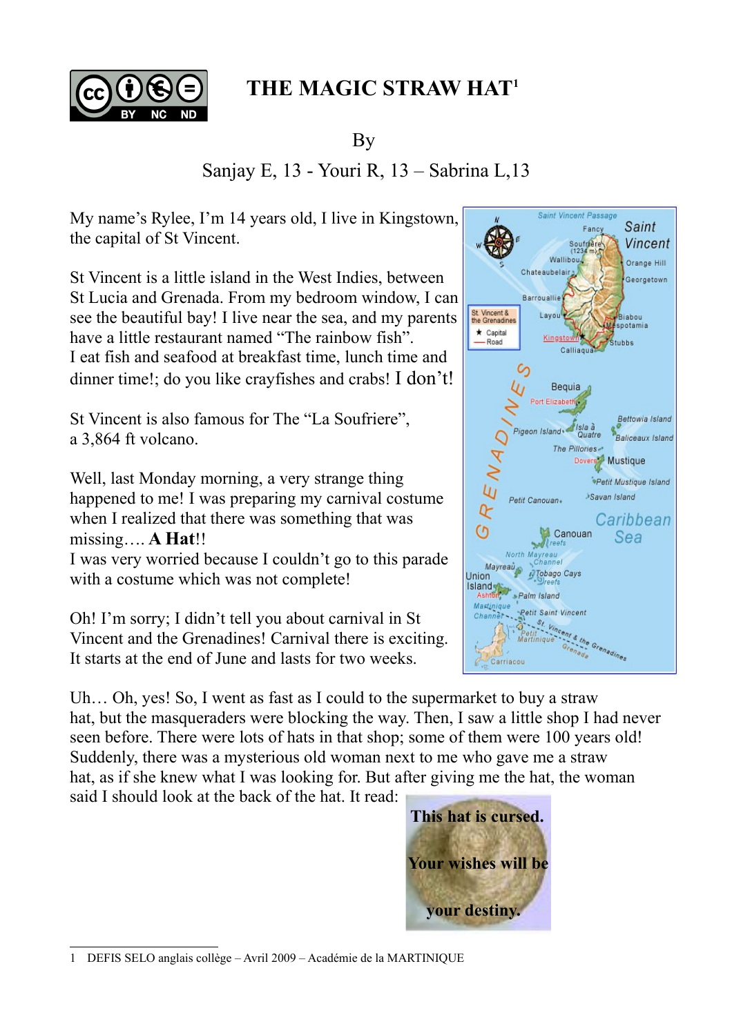# THE MAGIC STRAW HAT[1]

By

Sanjay E, 13 - Youri R, 13 – Sabrina L,13

My name's Rylee, I'm 14 years old, I live in Kingstown, the capital of St Vincent.

St Vincent is a little island in the West Indies, between St Lucia and Grenada. From my bedroom window, I can see the beautiful bay! I live near the sea, and my parents have a little restaurant named "The rainbow fish".
I eat fish and seafood at breakfast time, lunch time and dinner time!; do you like crayfishes and crabs! I don't!

St Vincent is also famous for The "La Soufriere", a 3,864 ft volcano.

Well, last Monday morning, a very strange thing happened to me! I was preparing my carnival costume when I realized that there was something that was missing…. **A Hat**!!
I was very worried because I couldn't go to this parade with a costume which was not complete!

Oh! I'm sorry; I didn't tell you about carnival in St Vincent and the Grenadines! Carnival there is exciting. It starts at the end of June and lasts for two weeks.

Uh… Oh, yes! So, I went as fast as I could to the supermarket to buy a straw hat, but the masqueraders were blocking the way. Then, I saw a little shop I had never seen before. There were lots of hats in that shop; some of them were 100 years old! Suddenly, there was a mysterious old woman next to me who gave me a straw hat, as if she knew what I was looking for. But after giving me the hat, the woman said I should look at the back of the hat. It read:

**This hat is cursed.**

**Your wishes will be**

**your destiny.**

---

1 DEFIS SELO anglais collège – Avril 2009 – Académie de la MARTINIQUE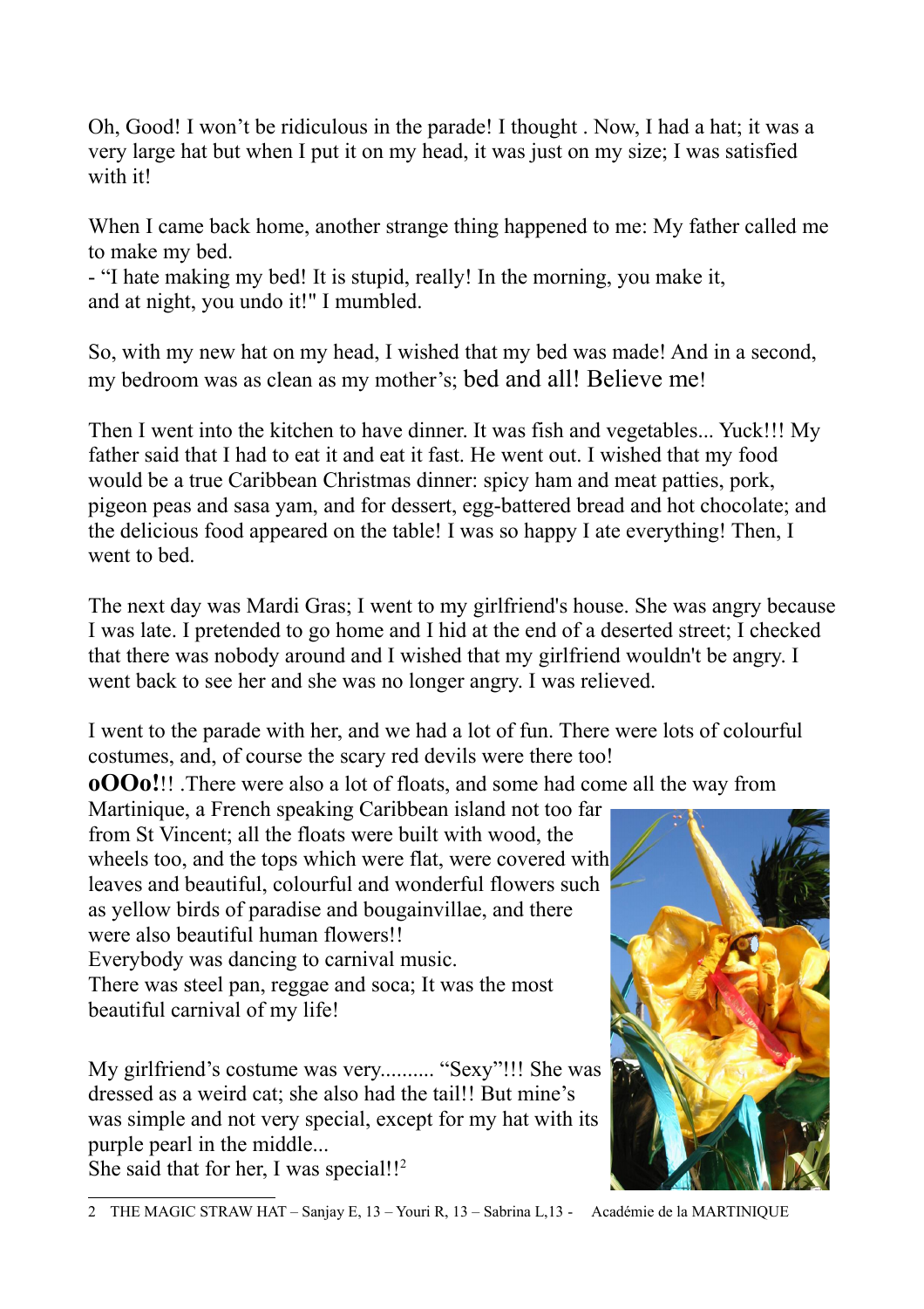Oh, Good! I won't be ridiculous in the parade! I thought . Now, I had a hat; it was a very large hat but when I put it on my head, it was just on my size; I was satisfied with it!

When I came back home, another strange thing happened to me: My father called me to make my bed.
- "I hate making my bed! It is stupid, really! In the morning, you make it, and at night, you undo it!" I mumbled.

So, with my new hat on my head, I wished that my bed was made! And in a second, my bedroom was as clean as my mother's; bed and all! Believe me!

Then I went into the kitchen to have dinner. It was fish and vegetables... Yuck!!! My father said that I had to eat it and eat it fast. He went out. I wished that my food would be a true Caribbean Christmas dinner: spicy ham and meat patties, pork, pigeon peas and sasa yam, and for dessert, egg-battered bread and hot chocolate; and the delicious food appeared on the table! I was so happy I ate everything! Then, I went to bed.

The next day was Mardi Gras; I went to my girlfriend's house. She was angry because I was late. I pretended to go home and I hid at the end of a deserted street; I checked that there was nobody around and I wished that my girlfriend wouldn't be angry. I went back to see her and she was no longer angry. I was relieved.

I went to the parade with her, and we had a lot of fun. There were lots of colourful costumes, and, of course the scary red devils were there too!
**oOOo!**!! .There were also a lot of floats, and some had come all the way from Martinique, a French speaking Caribbean island not too far from St Vincent; all the floats were built with wood, the wheels too, and the tops which were flat, were covered with leaves and beautiful, colourful and wonderful flowers such as yellow birds of paradise and bougainvillae, and there were also beautiful human flowers!!
Everybody was dancing to carnival music.
There was steel pan, reggae and soca; It was the most beautiful carnival of my life!

My girlfriend's costume was very.......... "Sexy"!!! She was dressed as a weird cat; she also had the tail!! But mine's was simple and not very special, except for my hat with its purple pearl in the middle...
She said that for her, I was special!![2]

2 THE MAGIC STRAW HAT – Sanjay E, 13 – Youri R, 13 – Sabrina L,13 - Académie de la MARTINIQUE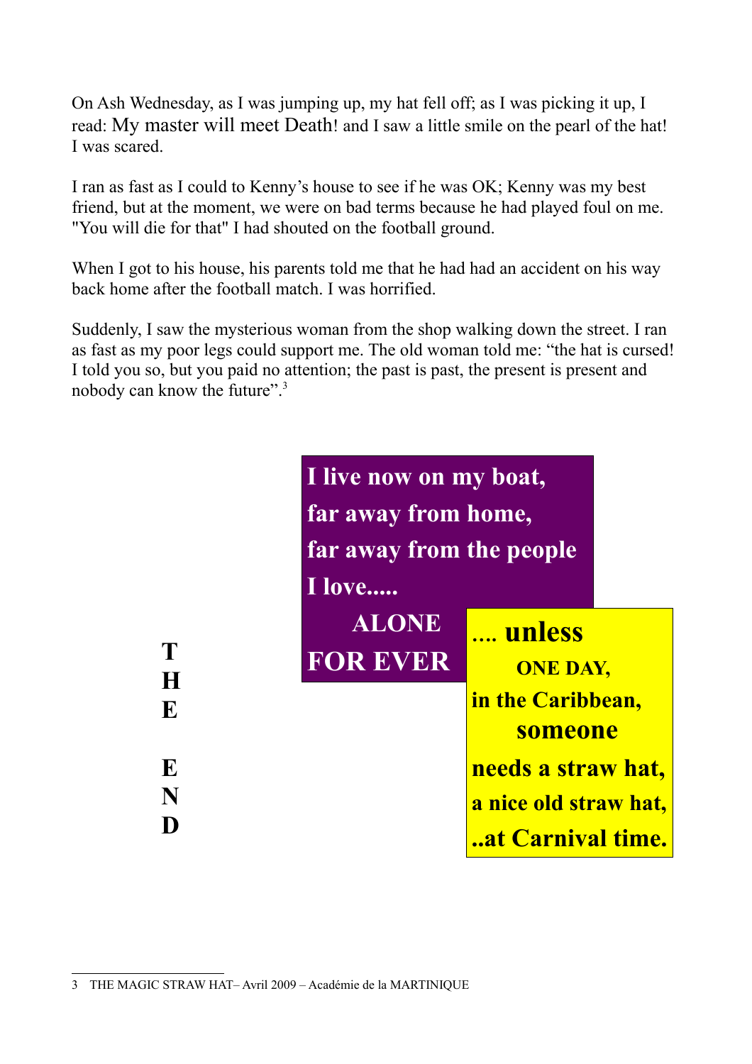On Ash Wednesday, as I was jumping up, my hat fell off; as I was picking it up, I read: My master will meet Death! and I saw a little smile on the pearl of the hat! I was scared.

I ran as fast as I could to Kenny's house to see if he was OK; Kenny was my best friend, but at the moment, we were on bad terms because he had played foul on me. "You will die for that" I had shouted on the football ground.

When I got to his house, his parents told me that he had had an accident on his way back home after the football match. I was horrified.

Suddenly, I saw the mysterious woman from the shop walking down the street. I ran as fast as my poor legs could support me. The old woman told me: "the hat is cursed! I told you so, but you paid no attention; the past is past, the present is present and nobody can know the future".[3]

**I live now on my boat,**
**far away from home,**
**far away from the people**
**I love.....**
**ALONE**
**FOR EVER**

**.... unless**
**ONE DAY,**
**in the Caribbean,**
**someone**
**needs a straw hat,**
**a nice old straw hat,**
**..at Carnival time.**

**THE END**

---

3 THE MAGIC STRAW HAT– Avril 2009 – Académie de la MARTINIQUE